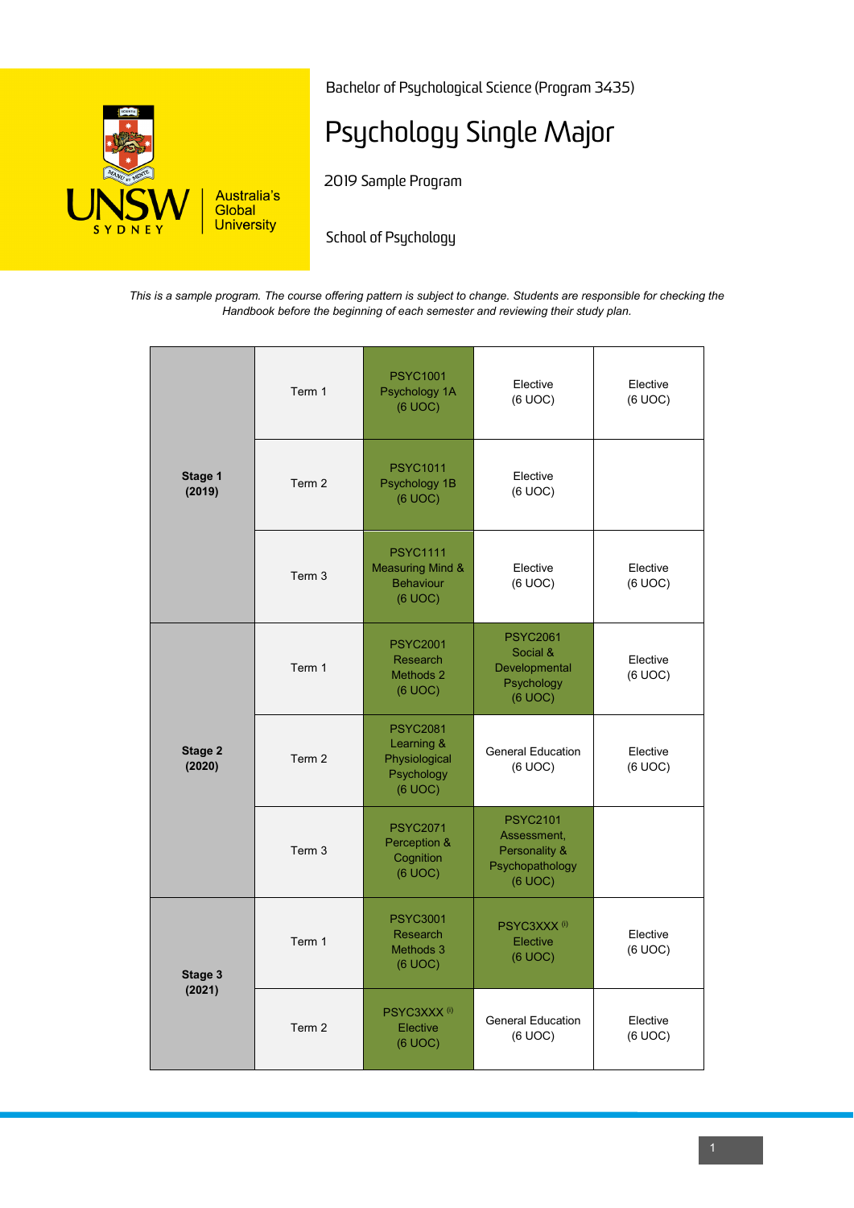Bachelor of Psychological Science (Program 3435)

# Psychology Single Major

2019 Sample Program

School of Psychology

*This is a sample program. The course offering pattern is subject to change. Students are responsible for checking the Handbook before the beginning of each semester and reviewing their study plan.*

| Stage | Term | | | |
|---|---|---|---|---|
| **Stage 1 (2019)** | Term 1 | PSYC1001 Psychology 1A (6 UOC) | Elective (6 UOC) | Elective (6 UOC) |
| | Term 2 | PSYC1011 Psychology 1B (6 UOC) | Elective (6 UOC) | |
| | Term 3 | PSYC1111 Measuring Mind & Behaviour (6 UOC) | Elective (6 UOC) | Elective (6 UOC) |
| **Stage 2 (2020)** | Term 1 | PSYC2001 Research Methods 2 (6 UOC) | PSYC2061 Social & Developmental Psychology (6 UOC) | Elective (6 UOC) |
| | Term 2 | PSYC2081 Learning & Physiological Psychology (6 UOC) | General Education (6 UOC) | Elective (6 UOC) |
| | Term 3 | PSYC2071 Perception & Cognition (6 UOC) | PSYC2101 Assessment, Personality & Psychopathology (6 UOC) | |
| **Stage 3 (2021)** | Term 1 | PSYC3001 Research Methods 3 (6 UOC) | PSYC3XXX [i] Elective (6 UOC) | Elective (6 UOC) |
| | Term 2 | PSYC3XXX [i] Elective (6 UOC) | General Education (6 UOC) | Elective (6 UOC) |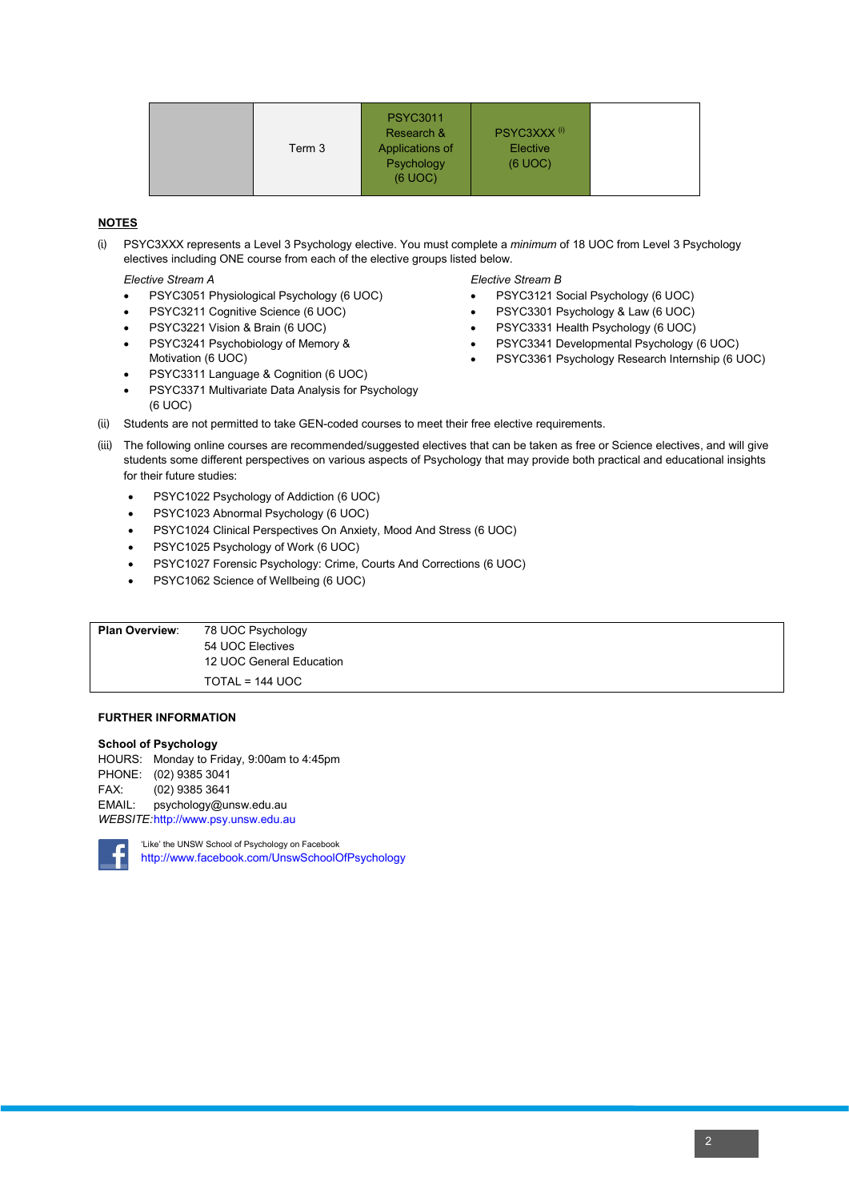| | | | | |
|---|---|---|---|---|
| | Term 3 | PSYC3011 Research & Applications of Psychology (6 UOC) | PSYC3XXX [(i)] Elective (6 UOC) | |

**NOTES**

(i) PSYC3XXX represents a Level 3 Psychology elective. You must complete a *minimum* of 18 UOC from Level 3 Psychology electives including ONE course from each of the elective groups listed below.

*Elective Stream A*

- PSYC3051 Physiological Psychology (6 UOC)
- PSYC3211 Cognitive Science (6 UOC)
- PSYC3221 Vision & Brain (6 UOC)
- PSYC3241 Psychobiology of Memory & Motivation (6 UOC)
- PSYC3311 Language & Cognition (6 UOC)
- PSYC3371 Multivariate Data Analysis for Psychology (6 UOC)

*Elective Stream B*

- PSYC3121 Social Psychology (6 UOC)
- PSYC3301 Psychology & Law (6 UOC)
- PSYC3331 Health Psychology (6 UOC)
- PSYC3341 Developmental Psychology (6 UOC)
- PSYC3361 Psychology Research Internship (6 UOC)

(ii) Students are not permitted to take GEN-coded courses to meet their free elective requirements.

(iii) The following online courses are recommended/suggested electives that can be taken as free or Science electives, and will give students some different perspectives on various aspects of Psychology that may provide both practical and educational insights for their future studies:

- PSYC1022 Psychology of Addiction (6 UOC)
- PSYC1023 Abnormal Psychology (6 UOC)
- PSYC1024 Clinical Perspectives On Anxiety, Mood And Stress (6 UOC)
- PSYC1025 Psychology of Work (6 UOC)
- PSYC1027 Forensic Psychology: Crime, Courts And Corrections (6 UOC)
- PSYC1062 Science of Wellbeing (6 UOC)

| | |
|---|---|
| **Plan Overview**: | 78 UOC Psychology<br>54 UOC Electives<br>12 UOC General Education<br>TOTAL = 144 UOC |

**FURTHER INFORMATION**

**School of Psychology**
HOURS: Monday to Friday, 9:00am to 4:45pm
PHONE: (02) 9385 3041
FAX: (02) 9385 3641
EMAIL: psychology@unsw.edu.au
*WEBSITE:* http://www.psy.unsw.edu.au

'Like' the UNSW School of Psychology on Facebook
http://www.facebook.com/UnswSchoolOfPsychology